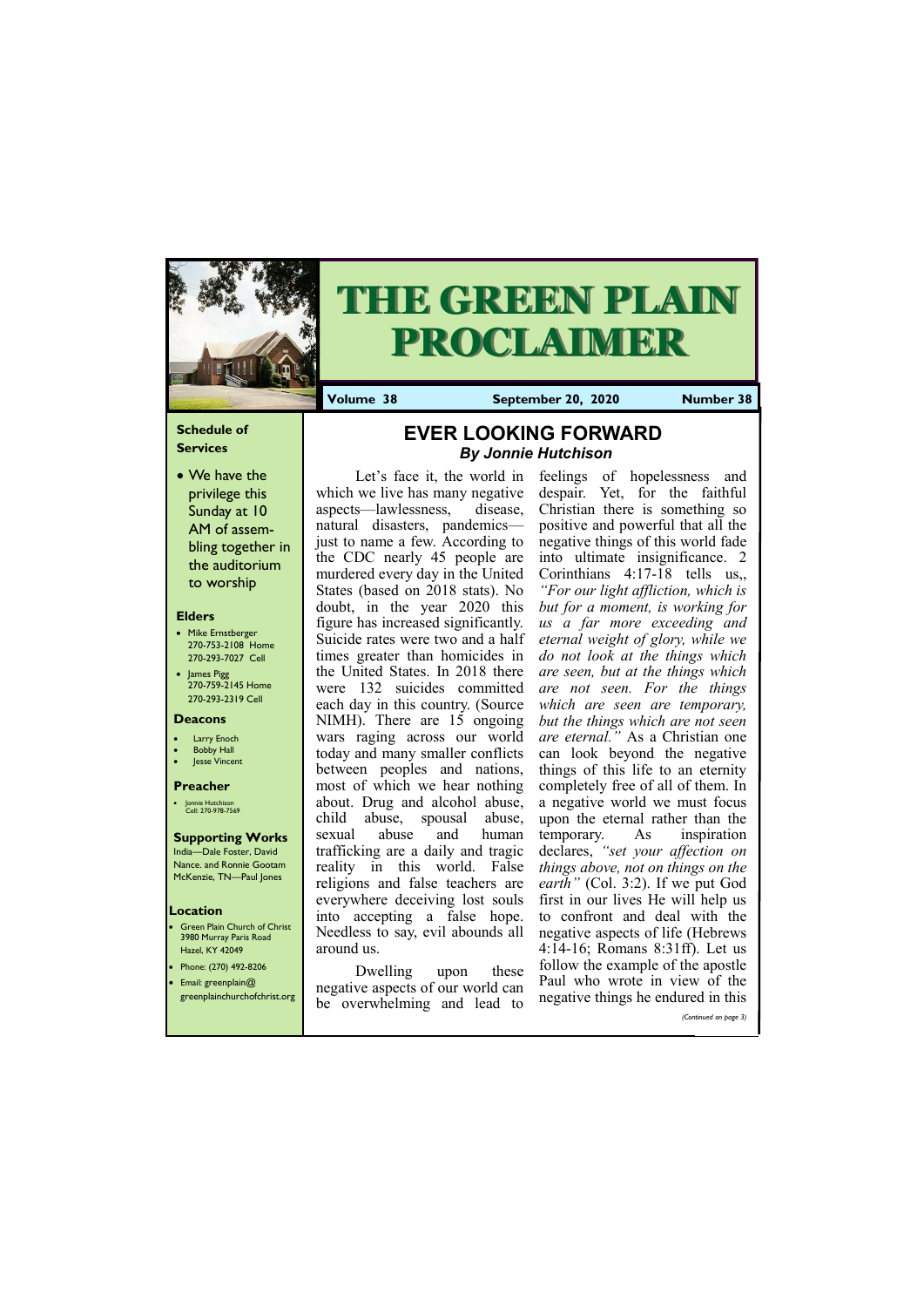# THE GREEN PLAIN PROCLAIMER

**Volume 38** | **September 20, 2020** | **Number 38**

## EVER LOOKING FORWARD

***By Jonnie Hutchison***

Let's face it, the world in which we live has many negative aspects—lawlessness, disease, natural disasters, pandemics—just to name a few. According to the CDC nearly 45 people are murdered every day in the United States (based on 2018 stats). No doubt, in the year 2020 this figure has increased significantly. Suicide rates were two and a half times greater than homicides in the United States. In 2018 there were 132 suicides committed each day in this country. (Source NIMH). There are 15 ongoing wars raging across our world today and many smaller conflicts between peoples and nations, most of which we hear nothing about. Drug and alcohol abuse, child abuse, spousal abuse, sexual abuse and human trafficking are a daily and tragic reality in this world. False religions and false teachers are everywhere deceiving lost souls into accepting a false hope. Needless to say, evil abounds all around us.

Dwelling upon these negative aspects of our world can be overwhelming and lead to feelings of hopelessness and despair. Yet, for the faithful Christian there is something so positive and powerful that all the negative things of this world fade into ultimate insignificance. 2 Corinthians 4:17-18 tells us,, *"For our light affliction, which is but for a moment, is working for us a far more exceeding and eternal weight of glory, while we do not look at the things which are seen, but at the things which are not seen. For the things which are seen are temporary, but the things which are not seen are eternal."* As a Christian one can look beyond the negative things of this life to an eternity completely free of all of them. In a negative world we must focus upon the eternal rather than the temporary. As inspiration declares, *"set your affection on things above, not on things on the earth"* (Col. 3:2). If we put God first in our lives He will help us to confront and deal with the negative aspects of life (Hebrews 4:14-16; Romans 8:31ff). Let us follow the example of the apostle Paul who wrote in view of the negative things he endured in this

*(Continued on page 3)*

### Schedule of Services

- We have the privilege this Sunday at 10 AM of assembling together in the auditorium to worship

### Elders

- Mike Ernstberger 270-753-2108 Home 270-293-7027 Cell
- James Pigg 270-759-2145 Home 270-293-2319 Cell

### Deacons

- Larry Enoch
- Bobby Hall
- Jesse Vincent

### Preacher

- Jonnie Hutchison Cell: 270-978-7569

### Supporting Works

India—Dale Foster, David Nance. and Ronnie Gootam
McKenzie, TN—Paul Jones

### Location

- Green Plain Church of Christ 3980 Murray Paris Road Hazel, KY 42049
- Phone: (270) 492-8206
- Email: greenplain@greenplainchurchofchrist.org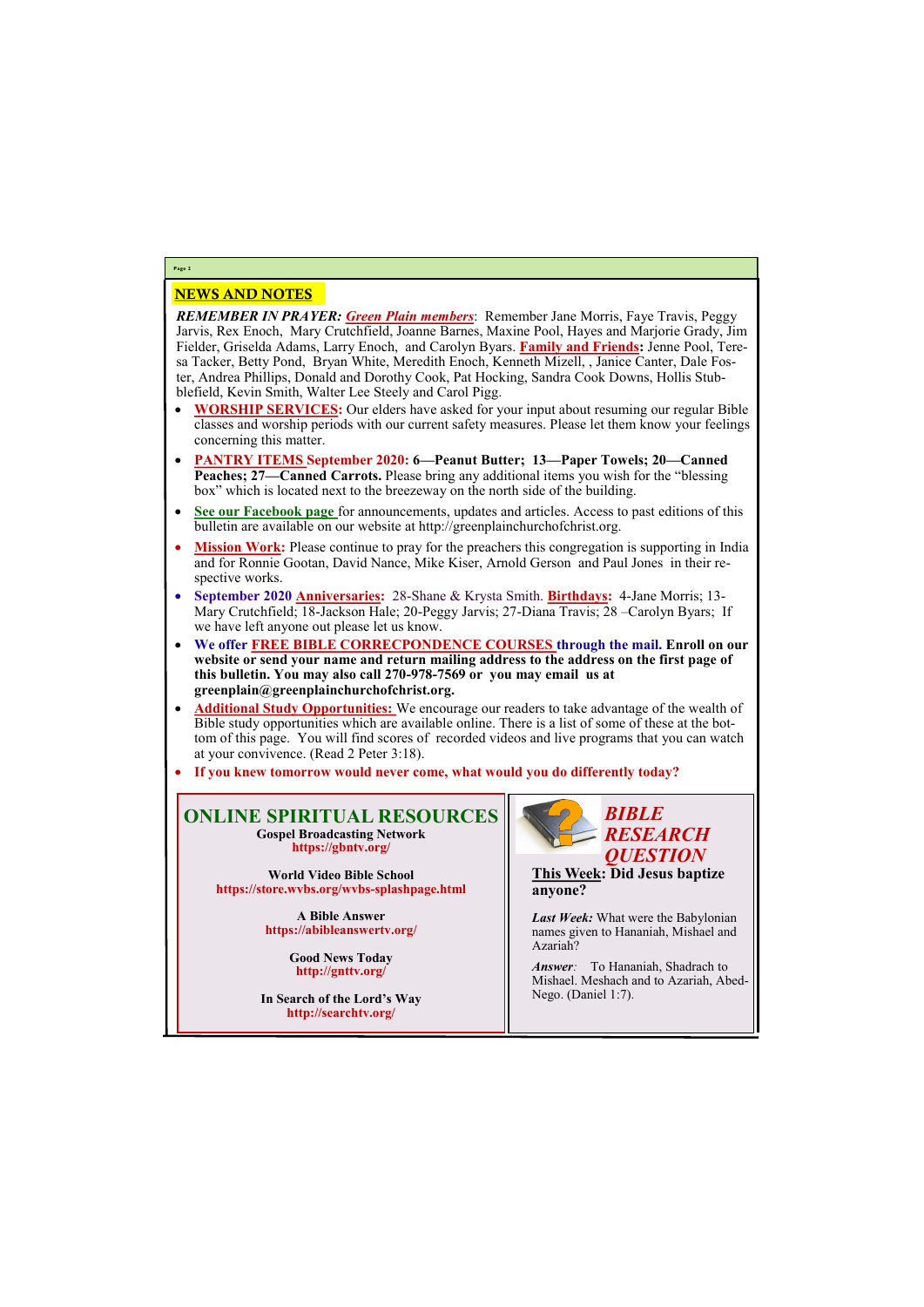## NEWS AND NOTES

***REMEMBER IN PRAYER:*** ***Green Plain members***: Remember Jane Morris, Faye Travis, Peggy Jarvis, Rex Enoch, Mary Crutchfield, Joanne Barnes, Maxine Pool, Hayes and Marjorie Grady, Jim Fielder, Griselda Adams, Larry Enoch, and Carolyn Byars. **Family and Friends:** Jenne Pool, Teresa Tacker, Betty Pond, Bryan White, Meredith Enoch, Kenneth Mizell, , Janice Canter, Dale Foster, Andrea Phillips, Donald and Dorothy Cook, Pat Hocking, Sandra Cook Downs, Hollis Stubblefield, Kevin Smith, Walter Lee Steely and Carol Pigg.

- **WORSHIP SERVICES:** Our elders have asked for your input about resuming our regular Bible classes and worship periods with our current safety measures. Please let them know your feelings concerning this matter.
- **PANTRY ITEMS September 2020: 6—Peanut Butter; 13—Paper Towels; 20—Canned Peaches; 27—Canned Carrots.** Please bring any additional items you wish for the "blessing box" which is located next to the breezeway on the north side of the building.
- **See our Facebook page** for announcements, updates and articles. Access to past editions of this bulletin are available on our website at http://greenplainchurchofchrist.org.
- **Mission Work:** Please continue to pray for the preachers this congregation is supporting in India and for Ronnie Gootan, David Nance, Mike Kiser, Arnold Gerson and Paul Jones in their respective works.
- **September 2020 Anniversaries:** 28-Shane & Krysta Smith. **Birthdays:** 4-Jane Morris; 13-Mary Crutchfield; 18-Jackson Hale; 20-Peggy Jarvis; 27-Diana Travis; 28 –Carolyn Byars; If we have left anyone out please let us know.
- **We offer FREE BIBLE CORRECPONDENCE COURSES through the mail. Enroll on our website or send your name and return mailing address to the address on the first page of this bulletin. You may also call 270-978-7569 or you may email us at greenplain@greenplainchurchofchrist.org.**
- **Additional Study Opportunities:** We encourage our readers to take advantage of the wealth of Bible study opportunities which are available online. There is a list of some of these at the bottom of this page. You will find scores of recorded videos and live programs that you can watch at your convivence. (Read 2 Peter 3:18).
- **If you knew tomorrow would never come, what would you do differently today?**

## ONLINE SPIRITUAL RESOURCES

**Gospel Broadcasting Network**
**https://gbntv.org/**

**World Video Bible School**
**https://store.wvbs.org/wvbs-splashpage.html**

**A Bible Answer**
**https://abibleanswertv.org/**

**Good News Today**
**http://gnttv.org/**

**In Search of the Lord's Way**
**http://searchtv.org/**

## *BIBLE RESEARCH QUESTION*

**This Week: Did Jesus baptize anyone?**

***Last Week:*** What were the Babylonian names given to Hananiah, Mishael and Azariah?

***Answer:*** To Hananiah, Shadrach to Mishael. Meshach and to Azariah, Abed-Nego. (Daniel 1:7).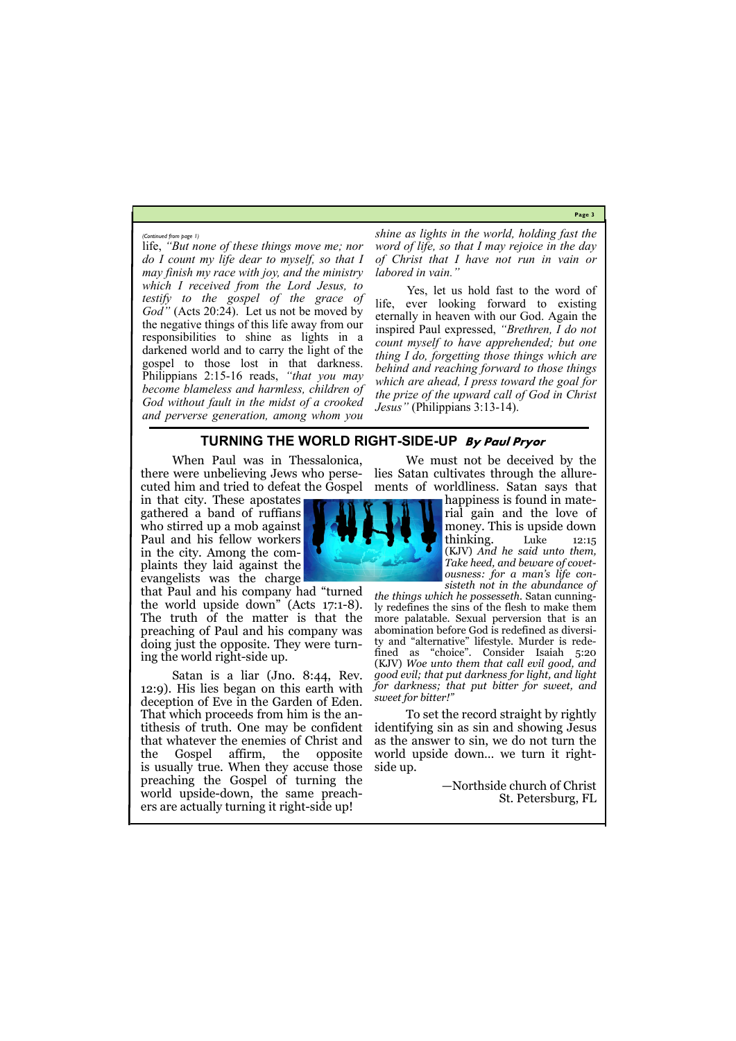*(Continued from page 1)*

life, *"But none of these things move me; nor do I count my life dear to myself, so that I may finish my race with joy, and the ministry which I received from the Lord Jesus, to testify to the gospel of the grace of God"* (Acts 20:24). Let us not be moved by the negative things of this life away from our responsibilities to shine as lights in a darkened world and to carry the light of the gospel to those lost in that darkness. Philippians 2:15-16 reads, *"that you may become blameless and harmless, children of God without fault in the midst of a crooked and perverse generation, among whom you shine as lights in the world, holding fast the word of life, so that I may rejoice in the day of Christ that I have not run in vain or labored in vain."*

Yes, let us hold fast to the word of life, ever looking forward to existing eternally in heaven with our God. Again the inspired Paul expressed, *"Brethren, I do not count myself to have apprehended; but one thing I do, forgetting those things which are behind and reaching forward to those things which are ahead, I press toward the goal for the prize of the upward call of God in Christ Jesus"* (Philippians 3:13-14).

## TURNING THE WORLD RIGHT-SIDE-UP *By Paul Pryor*

When Paul was in Thessalonica, there were unbelieving Jews who persecuted him and tried to defeat the Gospel in that city. These apostates gathered a band of ruffians who stirred up a mob against Paul and his fellow workers in the city. Among the complaints they laid against the evangelists was the charge that Paul and his company had "turned the world upside down" (Acts 17:1-8). The truth of the matter is that the preaching of Paul and his company was doing just the opposite. They were turning the world right-side up.

Satan is a liar (Jno. 8:44, Rev. 12:9). His lies began on this earth with deception of Eve in the Garden of Eden. That which proceeds from him is the antithesis of truth. One may be confident that whatever the enemies of Christ and the Gospel affirm, the opposite is usually true. When they accuse those preaching the Gospel of turning the world upside-down, the same preachers are actually turning it right-side up!

We must not be deceived by the lies Satan cultivates through the allurements of worldliness. Satan says that happiness is found in material gain and the love of money. This is upside down thinking. Luke 12:15 (KJV) *And he said unto them, Take heed, and beware of covetousness: for a man's life consisteth not in the abundance of the things which he possesseth.* Satan cunningly redefines the sins of the flesh to make them more palatable. Sexual perversion that is an abomination before God is redefined as diversity and "alternative" lifestyle. Murder is redefined as "choice". Consider Isaiah 5:20 (KJV) *Woe unto them that call evil good, and good evil; that put darkness for light, and light for darkness; that put bitter for sweet, and sweet for bitter!"*

To set the record straight by rightly identifying sin as sin and showing Jesus as the answer to sin, we do not turn the world upside down… we turn it right-side up.

—Northside church of Christ
St. Petersburg, FL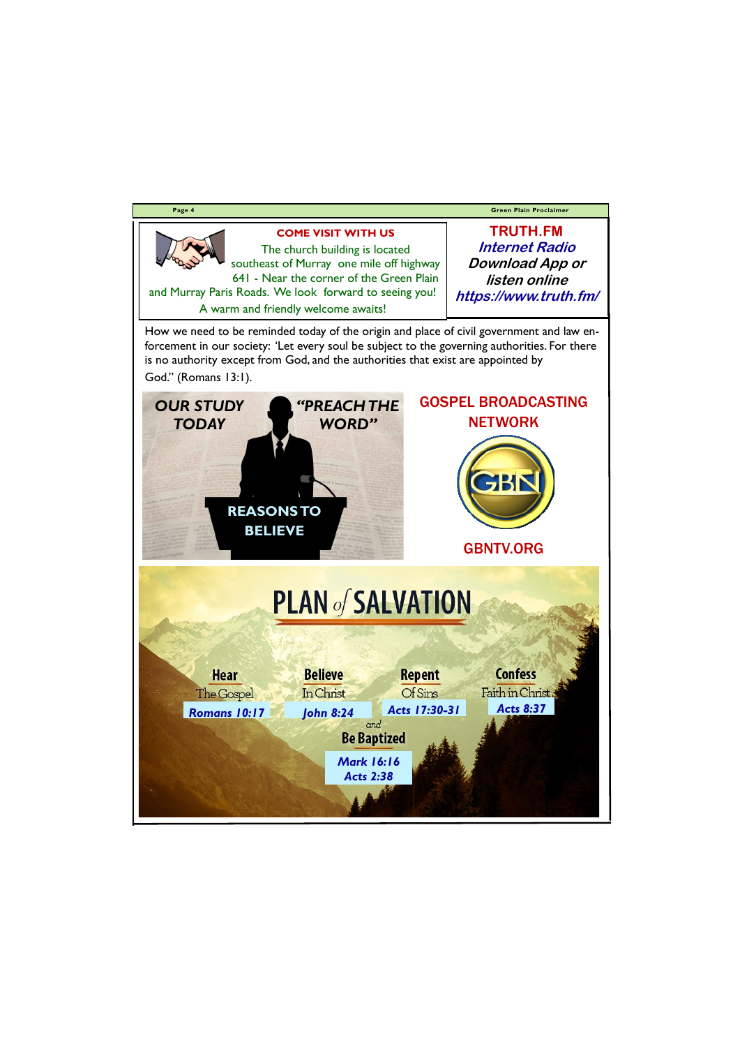## COME VISIT WITH US

The church building is located southeast of Murray one mile off highway 641 - Near the corner of the Green Plain and Murray Paris Roads. We look forward to seeing you! A warm and friendly welcome awaits!

## TRUTH.FM

*Internet Radio*

***Download App or listen online***

***https://www.truth.fm/***

How we need to be reminded today of the origin and place of civil government and law enforcement in our society: 'Let every soul be subject to the governing authorities. For there is no authority except from God, and the authorities that exist are appointed by God." (Romans 13:1).

***OUR STUDY TODAY***

***"PREACH THE WORD"***

**REASONS TO BELIEVE**

## GOSPEL BROADCASTING NETWORK

GBN

GBNTV.ORG

## PLAN of SALVATION

**Hear**
The Gospel
*Romans 10:17*

**Believe**
In Christ
*John 8:24*

**Repent**
Of Sins
*Acts 17:30-31*

**Confess**
Faith in Christ
*Acts 8:37*

*and*

**Be Baptized**
*Mark 16:16*
*Acts 2:38*